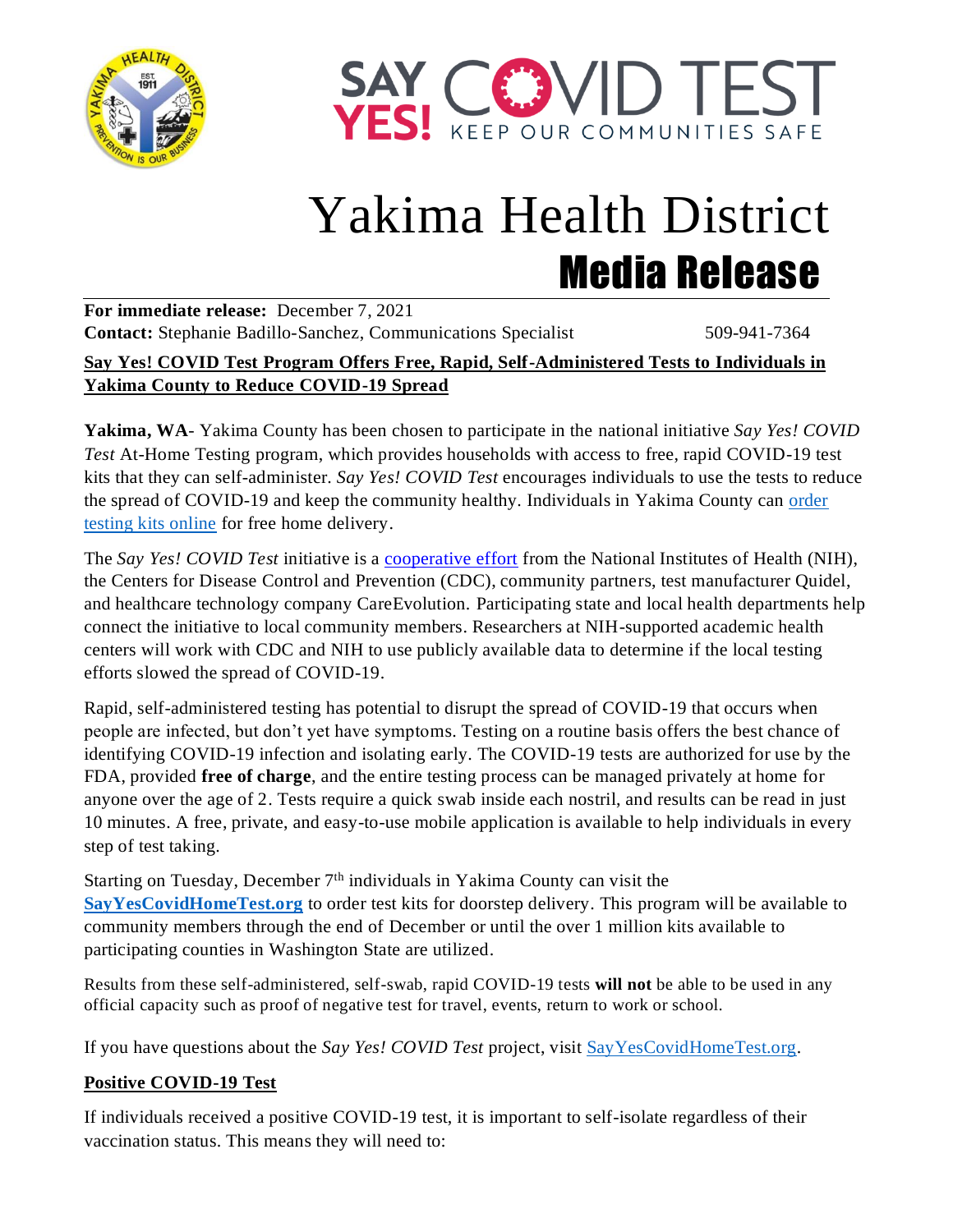SAY YES! COVID TEST
KEEP OUR COMMUNITIES SAFE

# Yakima Health District

## Media Release

**For immediate release:** December 7, 2021
**Contact:** Stephanie Badillo-Sanchez, Communications Specialist 509-941-7364

**Say Yes! COVID Test Program Offers Free, Rapid, Self-Administered Tests to Individuals in Yakima County to Reduce COVID-19 Spread**

**Yakima, WA**- Yakima County has been chosen to participate in the national initiative *Say Yes! COVID Test* At-Home Testing program, which provides households with access to free, rapid COVID-19 test kits that they can self-administer. *Say Yes! COVID Test* encourages individuals to use the tests to reduce the spread of COVID-19 and keep the community healthy. Individuals in Yakima County can order testing kits online for free home delivery.

The *Say Yes! COVID Test* initiative is a cooperative effort from the National Institutes of Health (NIH), the Centers for Disease Control and Prevention (CDC), community partners, test manufacturer Quidel, and healthcare technology company CareEvolution. Participating state and local health departments help connect the initiative to local community members. Researchers at NIH-supported academic health centers will work with CDC and NIH to use publicly available data to determine if the local testing efforts slowed the spread of COVID-19.

Rapid, self-administered testing has potential to disrupt the spread of COVID-19 that occurs when people are infected, but don't yet have symptoms. Testing on a routine basis offers the best chance of identifying COVID-19 infection and isolating early. The COVID-19 tests are authorized for use by the FDA, provided **free of charge**, and the entire testing process can be managed privately at home for anyone over the age of 2. Tests require a quick swab inside each nostril, and results can be read in just 10 minutes. A free, private, and easy-to-use mobile application is available to help individuals in every step of test taking.

Starting on Tuesday, December 7th individuals in Yakima County can visit the **SayYesCovidHomeTest.org** to order test kits for doorstep delivery. This program will be available to community members through the end of December or until the over 1 million kits available to participating counties in Washington State are utilized.

Results from these self-administered, self-swab, rapid COVID-19 tests **will not** be able to be used in any official capacity such as proof of negative test for travel, events, return to work or school.

If you have questions about the *Say Yes! COVID Test* project, visit SayYesCovidHomeTest.org.

**Positive COVID-19 Test**

If individuals received a positive COVID-19 test, it is important to self-isolate regardless of their vaccination status. This means they will need to: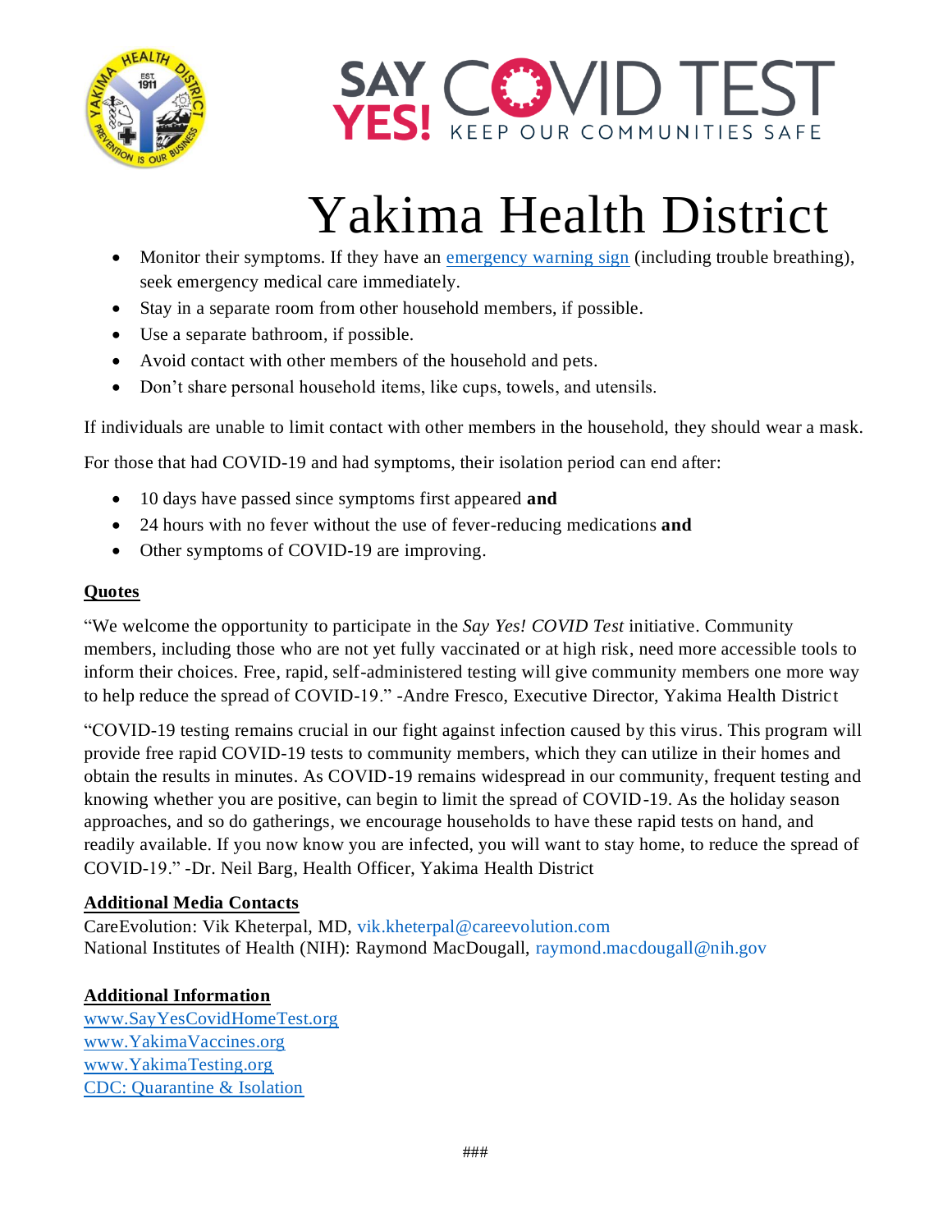# Yakima Health District

- Monitor their symptoms. If they have an emergency warning sign (including trouble breathing), seek emergency medical care immediately.
- Stay in a separate room from other household members, if possible.
- Use a separate bathroom, if possible.
- Avoid contact with other members of the household and pets.
- Don't share personal household items, like cups, towels, and utensils.

If individuals are unable to limit contact with other members in the household, they should wear a mask.

For those that had COVID-19 and had symptoms, their isolation period can end after:

- 10 days have passed since symptoms first appeared **and**
- 24 hours with no fever without the use of fever-reducing medications **and**
- Other symptoms of COVID-19 are improving.

**Quotes**

"We welcome the opportunity to participate in the *Say Yes! COVID Test* initiative. Community members, including those who are not yet fully vaccinated or at high risk, need more accessible tools to inform their choices. Free, rapid, self-administered testing will give community members one more way to help reduce the spread of COVID-19." -Andre Fresco, Executive Director, Yakima Health District

"COVID-19 testing remains crucial in our fight against infection caused by this virus. This program will provide free rapid COVID-19 tests to community members, which they can utilize in their homes and obtain the results in minutes. As COVID-19 remains widespread in our community, frequent testing and knowing whether you are positive, can begin to limit the spread of COVID-19. As the holiday season approaches, and so do gatherings, we encourage households to have these rapid tests on hand, and readily available. If you now know you are infected, you will want to stay home, to reduce the spread of COVID-19." -Dr. Neil Barg, Health Officer, Yakima Health District

**Additional Media Contacts**

CareEvolution: Vik Kheterpal, MD, vik.kheterpal@careevolution.com
National Institutes of Health (NIH): Raymond MacDougall, raymond.macdougall@nih.gov

**Additional Information**

www.SayYesCovidHomeTest.org
www.YakimaVaccines.org
www.YakimaTesting.org
CDC: Quarantine & Isolation

###